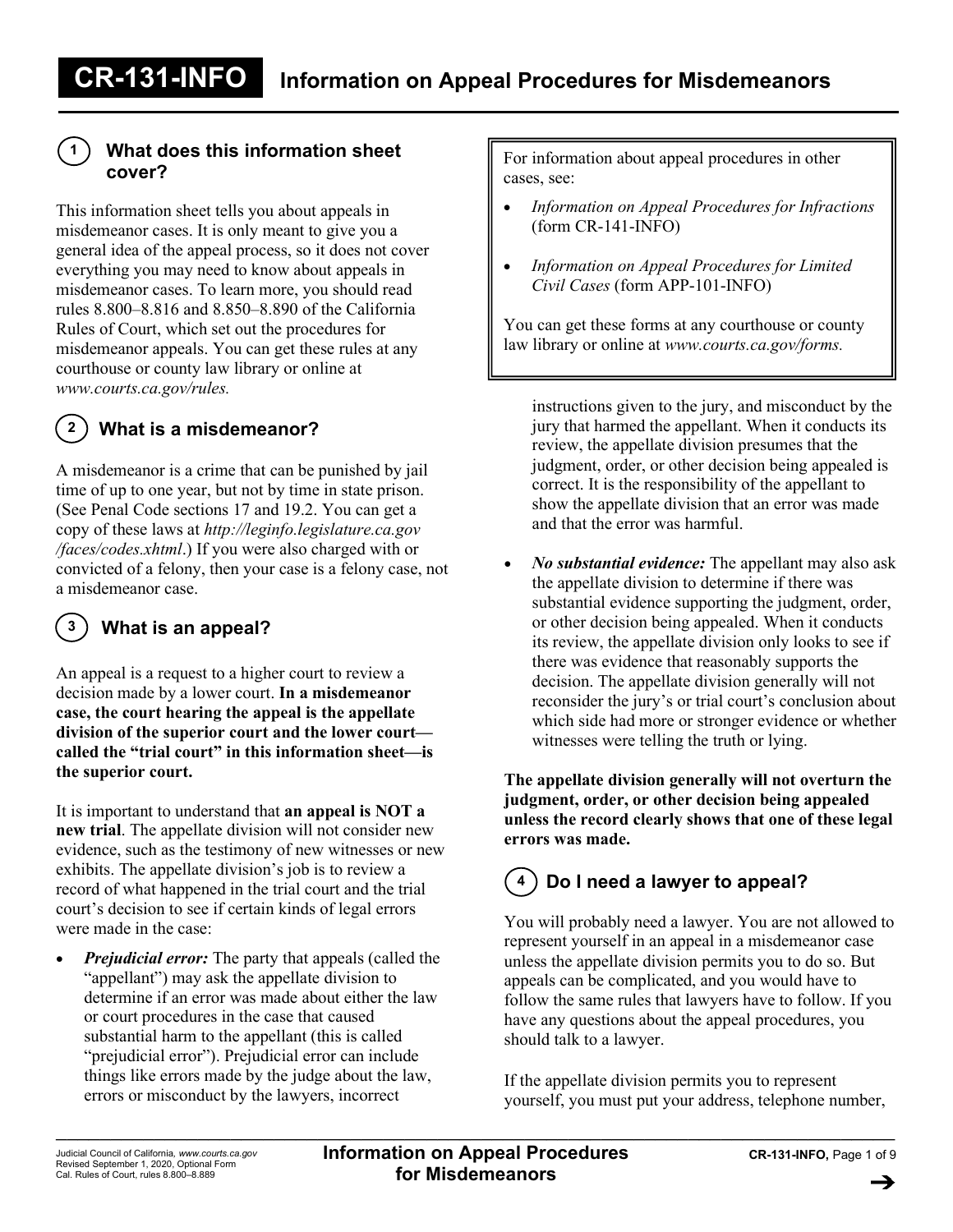# CR-131-INFO Information on Appeal Procedures for Misdemeanors

## 1 What does this information sheet cover?

This information sheet tells you about appeals in misdemeanor cases. It is only meant to give you a general idea of the appeal process, so it does not cover everything you may need to know about appeals in misdemeanor cases. To learn more, you should read rules 8.800–8.816 and 8.850–8.890 of the California Rules of Court, which set out the procedures for misdemeanor appeals. You can get these rules at any courthouse or county law library or online at *www.courts.ca.gov/rules.*

> For information about appeal procedures in other cases, see:
>
> - *Information on Appeal Procedures for Infractions* (form CR-141-INFO)
> - *Information on Appeal Procedures for Limited Civil Cases* (form APP-101-INFO)
>
> You can get these forms at any courthouse or county law library or online at *www.courts.ca.gov/forms.*

## 2 What is a misdemeanor?

A misdemeanor is a crime that can be punished by jail time of up to one year, but not by time in state prison. (See Penal Code sections 17 and 19.2. You can get a copy of these laws at *http://leginfo.legislature.ca.gov/faces/codes.xhtml*.) If you were also charged with or convicted of a felony, then your case is a felony case, not a misdemeanor case.

## 3 What is an appeal?

An appeal is a request to a higher court to review a decision made by a lower court. **In a misdemeanor case, the court hearing the appeal is the appellate division of the superior court and the lower court—called the "trial court" in this information sheet—is the superior court.**

It is important to understand that **an appeal is NOT a new trial**. The appellate division will not consider new evidence, such as the testimony of new witnesses or new exhibits. The appellate division's job is to review a record of what happened in the trial court and the trial court's decision to see if certain kinds of legal errors were made in the case:

- ***Prejudicial error:*** The party that appeals (called the "appellant") may ask the appellate division to determine if an error was made about either the law or court procedures in the case that caused substantial harm to the appellant (this is called "prejudicial error"). Prejudicial error can include things like errors made by the judge about the law, errors or misconduct by the lawyers, incorrect instructions given to the jury, and misconduct by the jury that harmed the appellant. When it conducts its review, the appellate division presumes that the judgment, order, or other decision being appealed is correct. It is the responsibility of the appellant to show the appellate division that an error was made and that the error was harmful.
- ***No substantial evidence:*** The appellant may also ask the appellate division to determine if there was substantial evidence supporting the judgment, order, or other decision being appealed. When it conducts its review, the appellate division only looks to see if there was evidence that reasonably supports the decision. The appellate division generally will not reconsider the jury's or trial court's conclusion about which side had more or stronger evidence or whether witnesses were telling the truth or lying.

**The appellate division generally will not overturn the judgment, order, or other decision being appealed unless the record clearly shows that one of these legal errors was made.**

## 4 Do I need a lawyer to appeal?

You will probably need a lawyer. You are not allowed to represent yourself in an appeal in a misdemeanor case unless the appellate division permits you to do so. But appeals can be complicated, and you would have to follow the same rules that lawyers have to follow. If you have any questions about the appeal procedures, you should talk to a lawyer.

If the appellate division permits you to represent yourself, you must put your address, telephone number,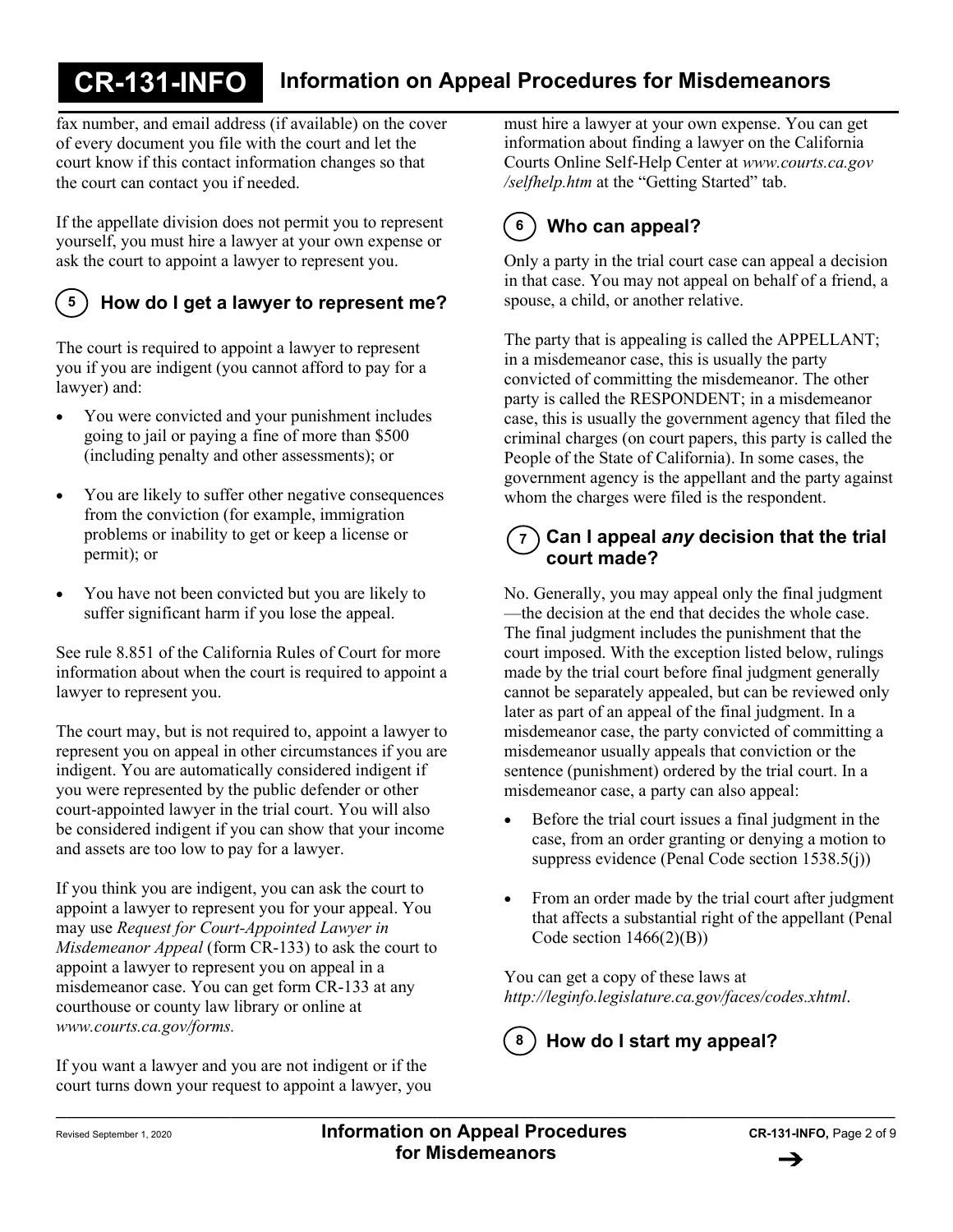fax number, and email address (if available) on the cover of every document you file with the court and let the court know if this contact information changes so that the court can contact you if needed.

If the appellate division does not permit you to represent yourself, you must hire a lawyer at your own expense or ask the court to appoint a lawyer to represent you.

## 5 How do I get a lawyer to represent me?

The court is required to appoint a lawyer to represent you if you are indigent (you cannot afford to pay for a lawyer) and:

- You were convicted and your punishment includes going to jail or paying a fine of more than $500 (including penalty and other assessments); or
- You are likely to suffer other negative consequences from the conviction (for example, immigration problems or inability to get or keep a license or permit); or
- You have not been convicted but you are likely to suffer significant harm if you lose the appeal.

See rule 8.851 of the California Rules of Court for more information about when the court is required to appoint a lawyer to represent you.

The court may, but is not required to, appoint a lawyer to represent you on appeal in other circumstances if you are indigent. You are automatically considered indigent if you were represented by the public defender or other court-appointed lawyer in the trial court. You will also be considered indigent if you can show that your income and assets are too low to pay for a lawyer.

If you think you are indigent, you can ask the court to appoint a lawyer to represent you for your appeal. You may use *Request for Court-Appointed Lawyer in Misdemeanor Appeal* (form CR-133) to ask the court to appoint a lawyer to represent you on appeal in a misdemeanor case. You can get form CR-133 at any courthouse or county law library or online at *www.courts.ca.gov/forms.*

If you want a lawyer and you are not indigent or if the court turns down your request to appoint a lawyer, you must hire a lawyer at your own expense. You can get information about finding a lawyer on the California Courts Online Self-Help Center at *www.courts.ca.gov/selfhelp.htm* at the "Getting Started" tab.

## 6 Who can appeal?

Only a party in the trial court case can appeal a decision in that case. You may not appeal on behalf of a friend, a spouse, a child, or another relative.

The party that is appealing is called the APPELLANT; in a misdemeanor case, this is usually the party convicted of committing the misdemeanor. The other party is called the RESPONDENT; in a misdemeanor case, this is usually the government agency that filed the criminal charges (on court papers, this party is called the People of the State of California). In some cases, the government agency is the appellant and the party against whom the charges were filed is the respondent.

## 7 Can I appeal *any* decision that the trial court made?

No. Generally, you may appeal only the final judgment —the decision at the end that decides the whole case. The final judgment includes the punishment that the court imposed. With the exception listed below, rulings made by the trial court before final judgment generally cannot be separately appealed, but can be reviewed only later as part of an appeal of the final judgment. In a misdemeanor case, the party convicted of committing a misdemeanor usually appeals that conviction or the sentence (punishment) ordered by the trial court. In a misdemeanor case, a party can also appeal:

- Before the trial court issues a final judgment in the case, from an order granting or denying a motion to suppress evidence (Penal Code section 1538.5(j))
- From an order made by the trial court after judgment that affects a substantial right of the appellant (Penal Code section 1466(2)(B))

You can get a copy of these laws at *http://leginfo.legislature.ca.gov/faces/codes.xhtml*.

## 8 How do I start my appeal?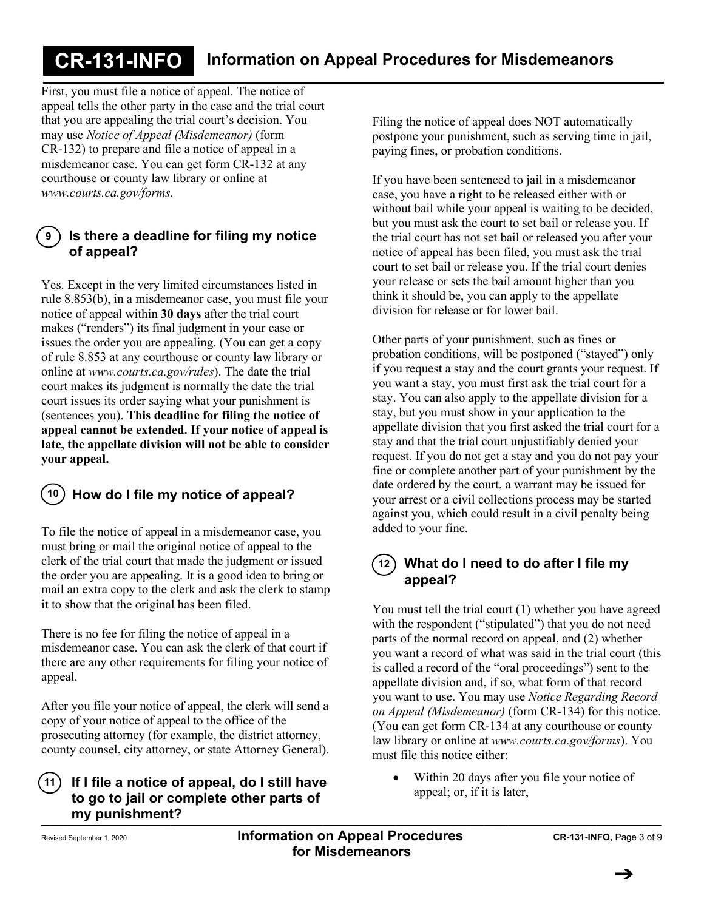First, you must file a notice of appeal. The notice of appeal tells the other party in the case and the trial court that you are appealing the trial court's decision. You may use *Notice of Appeal (Misdemeanor)* (form CR-132) to prepare and file a notice of appeal in a misdemeanor case. You can get form CR-132 at any courthouse or county law library or online at *www.courts.ca.gov/forms.*

## 9 Is there a deadline for filing my notice of appeal?

Yes. Except in the very limited circumstances listed in rule 8.853(b), in a misdemeanor case, you must file your notice of appeal within **30 days** after the trial court makes ("renders") its final judgment in your case or issues the order you are appealing. (You can get a copy of rule 8.853 at any courthouse or county law library or online at *www.courts.ca.gov/rules*). The date the trial court makes its judgment is normally the date the trial court issues its order saying what your punishment is (sentences you). **This deadline for filing the notice of appeal cannot be extended. If your notice of appeal is late, the appellate division will not be able to consider your appeal.**

## 10 How do I file my notice of appeal?

To file the notice of appeal in a misdemeanor case, you must bring or mail the original notice of appeal to the clerk of the trial court that made the judgment or issued the order you are appealing. It is a good idea to bring or mail an extra copy to the clerk and ask the clerk to stamp it to show that the original has been filed.

There is no fee for filing the notice of appeal in a misdemeanor case. You can ask the clerk of that court if there are any other requirements for filing your notice of appeal.

After you file your notice of appeal, the clerk will send a copy of your notice of appeal to the office of the prosecuting attorney (for example, the district attorney, county counsel, city attorney, or state Attorney General).

## 11 If I file a notice of appeal, do I still have to go to jail or complete other parts of my punishment?

Filing the notice of appeal does NOT automatically postpone your punishment, such as serving time in jail, paying fines, or probation conditions.

If you have been sentenced to jail in a misdemeanor case, you have a right to be released either with or without bail while your appeal is waiting to be decided, but you must ask the court to set bail or release you. If the trial court has not set bail or released you after your notice of appeal has been filed, you must ask the trial court to set bail or release you. If the trial court denies your release or sets the bail amount higher than you think it should be, you can apply to the appellate division for release or for lower bail.

Other parts of your punishment, such as fines or probation conditions, will be postponed ("stayed") only if you request a stay and the court grants your request. If you want a stay, you must first ask the trial court for a stay. You can also apply to the appellate division for a stay, but you must show in your application to the appellate division that you first asked the trial court for a stay and that the trial court unjustifiably denied your request. If you do not get a stay and you do not pay your fine or complete another part of your punishment by the date ordered by the court, a warrant may be issued for your arrest or a civil collections process may be started against you, which could result in a civil penalty being added to your fine.

## 12 What do I need to do after I file my appeal?

You must tell the trial court (1) whether you have agreed with the respondent ("stipulated") that you do not need parts of the normal record on appeal, and (2) whether you want a record of what was said in the trial court (this is called a record of the "oral proceedings") sent to the appellate division and, if so, what form of that record you want to use. You may use *Notice Regarding Record on Appeal (Misdemeanor)* (form CR-134) for this notice. (You can get form CR-134 at any courthouse or county law library or online at *www.courts.ca.gov/forms*). You must file this notice either:

- Within 20 days after you file your notice of appeal; or, if it is later,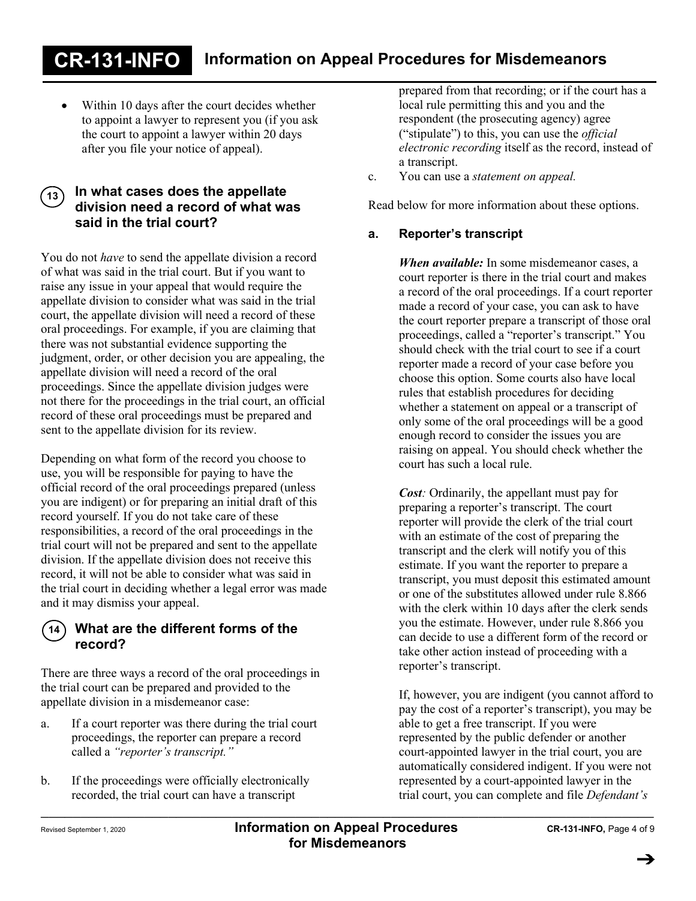- Within 10 days after the court decides whether to appoint a lawyer to represent you (if you ask the court to appoint a lawyer within 20 days after you file your notice of appeal).

## 13 In what cases does the appellate division need a record of what was said in the trial court?

You do not *have* to send the appellate division a record of what was said in the trial court. But if you want to raise any issue in your appeal that would require the appellate division to consider what was said in the trial court, the appellate division will need a record of these oral proceedings. For example, if you are claiming that there was not substantial evidence supporting the judgment, order, or other decision you are appealing, the appellate division will need a record of the oral proceedings. Since the appellate division judges were not there for the proceedings in the trial court, an official record of these oral proceedings must be prepared and sent to the appellate division for its review.

Depending on what form of the record you choose to use, you will be responsible for paying to have the official record of the oral proceedings prepared (unless you are indigent) or for preparing an initial draft of this record yourself. If you do not take care of these responsibilities, a record of the oral proceedings in the trial court will not be prepared and sent to the appellate division. If the appellate division does not receive this record, it will not be able to consider what was said in the trial court in deciding whether a legal error was made and it may dismiss your appeal.

## 14 What are the different forms of the record?

There are three ways a record of the oral proceedings in the trial court can be prepared and provided to the appellate division in a misdemeanor case:

a. If a court reporter was there during the trial court proceedings, the reporter can prepare a record called a *"reporter's transcript."*

b. If the proceedings were officially electronically recorded, the trial court can have a transcript prepared from that recording; or if the court has a local rule permitting this and you and the respondent (the prosecuting agency) agree ("stipulate") to this, you can use the *official electronic recording* itself as the record, instead of a transcript.

c. You can use a *statement on appeal.*

Read below for more information about these options.

### a. Reporter's transcript

***When available:*** In some misdemeanor cases, a court reporter is there in the trial court and makes a record of the oral proceedings. If a court reporter made a record of your case, you can ask to have the court reporter prepare a transcript of those oral proceedings, called a "reporter's transcript." You should check with the trial court to see if a court reporter made a record of your case before you choose this option. Some courts also have local rules that establish procedures for deciding whether a statement on appeal or a transcript of only some of the oral proceedings will be a good enough record to consider the issues you are raising on appeal. You should check whether the court has such a local rule.

***Cost:*** Ordinarily, the appellant must pay for preparing a reporter's transcript. The court reporter will provide the clerk of the trial court with an estimate of the cost of preparing the transcript and the clerk will notify you of this estimate. If you want the reporter to prepare a transcript, you must deposit this estimated amount or one of the substitutes allowed under rule 8.866 with the clerk within 10 days after the clerk sends you the estimate. However, under rule 8.866 you can decide to use a different form of the record or take other action instead of proceeding with a reporter's transcript.

If, however, you are indigent (you cannot afford to pay the cost of a reporter's transcript), you may be able to get a free transcript. If you were represented by the public defender or another court-appointed lawyer in the trial court, you are automatically considered indigent. If you were not represented by a court-appointed lawyer in the trial court, you can complete and file *Defendant's*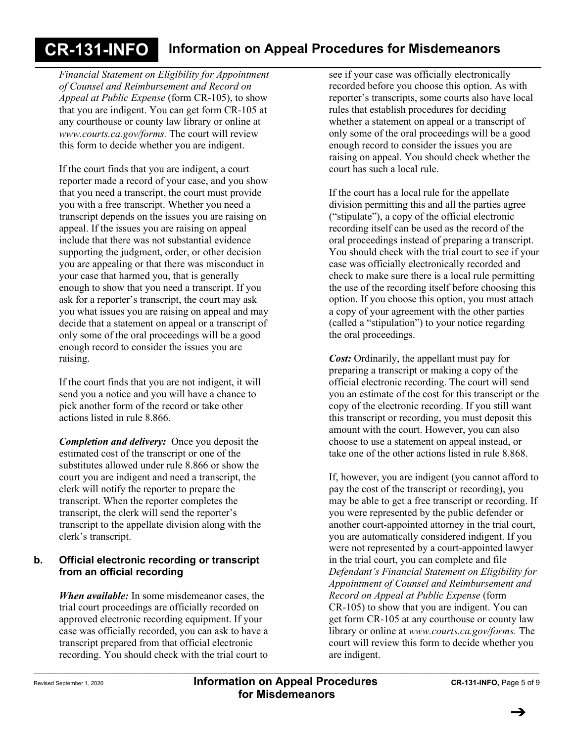*Financial Statement on Eligibility for Appointment of Counsel and Reimbursement and Record on Appeal at Public Expense* (form CR-105), to show that you are indigent. You can get form CR-105 at any courthouse or county law library or online at *www.courts.ca.gov/forms.* The court will review this form to decide whether you are indigent.

If the court finds that you are indigent, a court reporter made a record of your case, and you show that you need a transcript, the court must provide you with a free transcript. Whether you need a transcript depends on the issues you are raising on appeal. If the issues you are raising on appeal include that there was not substantial evidence supporting the judgment, order, or other decision you are appealing or that there was misconduct in your case that harmed you, that is generally enough to show that you need a transcript. If you ask for a reporter's transcript, the court may ask you what issues you are raising on appeal and may decide that a statement on appeal or a transcript of only some of the oral proceedings will be a good enough record to consider the issues you are raising.

If the court finds that you are not indigent, it will send you a notice and you will have a chance to pick another form of the record or take other actions listed in rule 8.866.

***Completion and delivery:*** Once you deposit the estimated cost of the transcript or one of the substitutes allowed under rule 8.866 or show the court you are indigent and need a transcript, the clerk will notify the reporter to prepare the transcript. When the reporter completes the transcript, the clerk will send the reporter's transcript to the appellate division along with the clerk's transcript.

### b. Official electronic recording or transcript from an official recording

***When available:*** In some misdemeanor cases, the trial court proceedings are officially recorded on approved electronic recording equipment. If your case was officially recorded, you can ask to have a transcript prepared from that official electronic recording. You should check with the trial court to see if your case was officially electronically recorded before you choose this option. As with reporter's transcripts, some courts also have local rules that establish procedures for deciding whether a statement on appeal or a transcript of only some of the oral proceedings will be a good enough record to consider the issues you are raising on appeal. You should check whether the court has such a local rule.

If the court has a local rule for the appellate division permitting this and all the parties agree ("stipulate"), a copy of the official electronic recording itself can be used as the record of the oral proceedings instead of preparing a transcript. You should check with the trial court to see if your case was officially electronically recorded and check to make sure there is a local rule permitting the use of the recording itself before choosing this option. If you choose this option, you must attach a copy of your agreement with the other parties (called a "stipulation") to your notice regarding the oral proceedings.

***Cost:*** Ordinarily, the appellant must pay for preparing a transcript or making a copy of the official electronic recording. The court will send you an estimate of the cost for this transcript or the copy of the electronic recording. If you still want this transcript or recording, you must deposit this amount with the court. However, you can also choose to use a statement on appeal instead, or take one of the other actions listed in rule 8.868.

If, however, you are indigent (you cannot afford to pay the cost of the transcript or recording), you may be able to get a free transcript or recording. If you were represented by the public defender or another court-appointed attorney in the trial court, you are automatically considered indigent. If you were not represented by a court-appointed lawyer in the trial court, you can complete and file *Defendant's Financial Statement on Eligibility for Appointment of Counsel and Reimbursement and Record on Appeal at Public Expense* (form CR-105) to show that you are indigent. You can get form CR-105 at any courthouse or county law library or online at *www.courts.ca.gov/forms.* The court will review this form to decide whether you are indigent.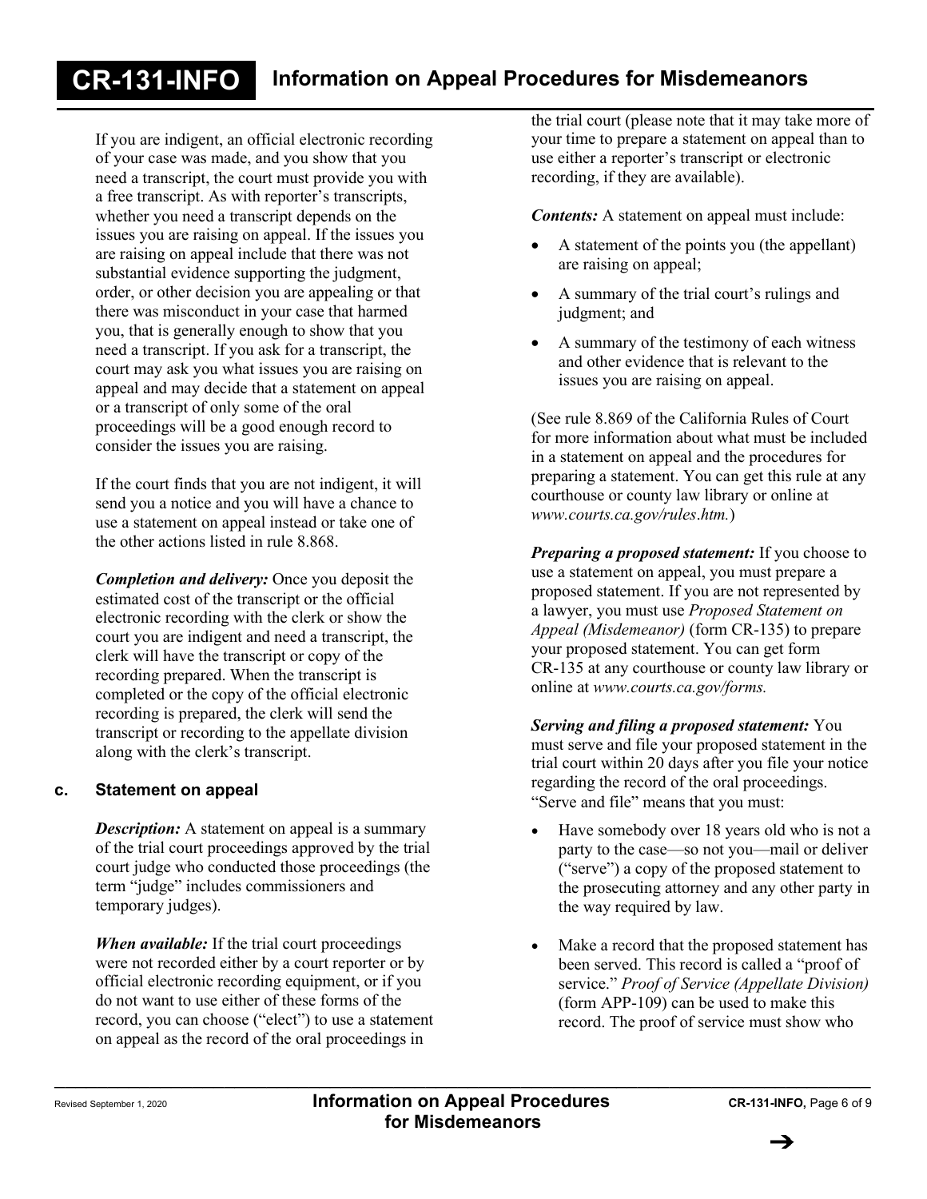If you are indigent, an official electronic recording of your case was made, and you show that you need a transcript, the court must provide you with a free transcript. As with reporter's transcripts, whether you need a transcript depends on the issues you are raising on appeal. If the issues you are raising on appeal include that there was not substantial evidence supporting the judgment, order, or other decision you are appealing or that there was misconduct in your case that harmed you, that is generally enough to show that you need a transcript. If you ask for a transcript, the court may ask you what issues you are raising on appeal and may decide that a statement on appeal or a transcript of only some of the oral proceedings will be a good enough record to consider the issues you are raising.

If the court finds that you are not indigent, it will send you a notice and you will have a chance to use a statement on appeal instead or take one of the other actions listed in rule 8.868.

***Completion and delivery:*** Once you deposit the estimated cost of the transcript or the official electronic recording with the clerk or show the court you are indigent and need a transcript, the clerk will have the transcript or copy of the recording prepared. When the transcript is completed or the copy of the official electronic recording is prepared, the clerk will send the transcript or recording to the appellate division along with the clerk's transcript.

### c. Statement on appeal

***Description:*** A statement on appeal is a summary of the trial court proceedings approved by the trial court judge who conducted those proceedings (the term "judge" includes commissioners and temporary judges).

***When available:*** If the trial court proceedings were not recorded either by a court reporter or by official electronic recording equipment, or if you do not want to use either of these forms of the record, you can choose ("elect") to use a statement on appeal as the record of the oral proceedings in the trial court (please note that it may take more of your time to prepare a statement on appeal than to use either a reporter's transcript or electronic recording, if they are available).

***Contents:*** A statement on appeal must include:

- A statement of the points you (the appellant) are raising on appeal;
- A summary of the trial court's rulings and judgment; and
- A summary of the testimony of each witness and other evidence that is relevant to the issues you are raising on appeal.

(See rule 8.869 of the California Rules of Court for more information about what must be included in a statement on appeal and the procedures for preparing a statement. You can get this rule at any courthouse or county law library or online at *www.courts.ca.gov/rules.htm.*)

***Preparing a proposed statement:*** If you choose to use a statement on appeal, you must prepare a proposed statement. If you are not represented by a lawyer, you must use *Proposed Statement on Appeal (Misdemeanor)* (form CR-135) to prepare your proposed statement. You can get form CR-135 at any courthouse or county law library or online at *www.courts.ca.gov/forms.*

***Serving and filing a proposed statement:*** You must serve and file your proposed statement in the trial court within 20 days after you file your notice regarding the record of the oral proceedings. "Serve and file" means that you must:

- Have somebody over 18 years old who is not a party to the case—so not you—mail or deliver ("serve") a copy of the proposed statement to the prosecuting attorney and any other party in the way required by law.
- Make a record that the proposed statement has been served. This record is called a "proof of service." *Proof of Service (Appellate Division)* (form APP-109) can be used to make this record. The proof of service must show who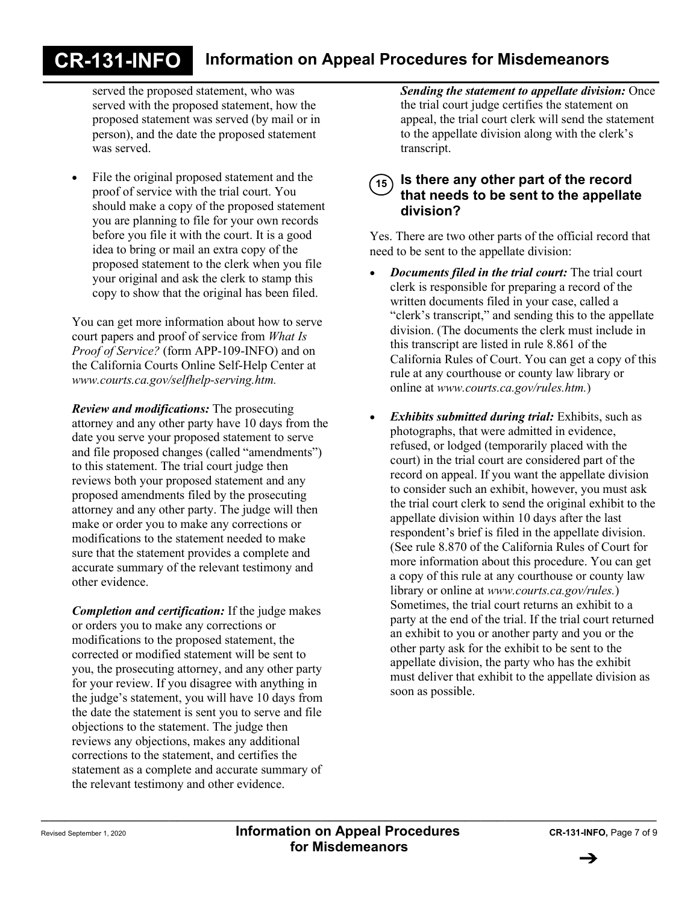served the proposed statement, who was served with the proposed statement, how the proposed statement was served (by mail or in person), and the date the proposed statement was served.

- File the original proposed statement and the proof of service with the trial court. You should make a copy of the proposed statement you are planning to file for your own records before you file it with the court. It is a good idea to bring or mail an extra copy of the proposed statement to the clerk when you file your original and ask the clerk to stamp this copy to show that the original has been filed.

You can get more information about how to serve court papers and proof of service from *What Is Proof of Service?* (form APP-109-INFO) and on the California Courts Online Self-Help Center at *www.courts.ca.gov/selfhelp-serving.htm.*

***Review and modifications:*** The prosecuting attorney and any other party have 10 days from the date you serve your proposed statement to serve and file proposed changes (called "amendments") to this statement. The trial court judge then reviews both your proposed statement and any proposed amendments filed by the prosecuting attorney and any other party. The judge will then make or order you to make any corrections or modifications to the statement needed to make sure that the statement provides a complete and accurate summary of the relevant testimony and other evidence.

***Completion and certification:*** If the judge makes or orders you to make any corrections or modifications to the proposed statement, the corrected or modified statement will be sent to you, the prosecuting attorney, and any other party for your review. If you disagree with anything in the judge's statement, you will have 10 days from the date the statement is sent you to serve and file objections to the statement. The judge then reviews any objections, makes any additional corrections to the statement, and certifies the statement as a complete and accurate summary of the relevant testimony and other evidence.

***Sending the statement to appellate division:*** Once the trial court judge certifies the statement on appeal, the trial court clerk will send the statement to the appellate division along with the clerk's transcript.

## 15 Is there any other part of the record that needs to be sent to the appellate division?

Yes. There are two other parts of the official record that need to be sent to the appellate division:

- ***Documents filed in the trial court:*** The trial court clerk is responsible for preparing a record of the written documents filed in your case, called a "clerk's transcript," and sending this to the appellate division. (The documents the clerk must include in this transcript are listed in rule 8.861 of the California Rules of Court. You can get a copy of this rule at any courthouse or county law library or online at *www.courts.ca.gov/rules.htm.*)

- ***Exhibits submitted during trial:*** Exhibits, such as photographs, that were admitted in evidence, refused, or lodged (temporarily placed with the court) in the trial court are considered part of the record on appeal. If you want the appellate division to consider such an exhibit, however, you must ask the trial court clerk to send the original exhibit to the appellate division within 10 days after the last respondent's brief is filed in the appellate division. (See rule 8.870 of the California Rules of Court for more information about this procedure. You can get a copy of this rule at any courthouse or county law library or online at *www.courts.ca.gov/rules.*) Sometimes, the trial court returns an exhibit to a party at the end of the trial. If the trial court returned an exhibit to you or another party and you or the other party ask for the exhibit to be sent to the appellate division, the party who has the exhibit must deliver that exhibit to the appellate division as soon as possible.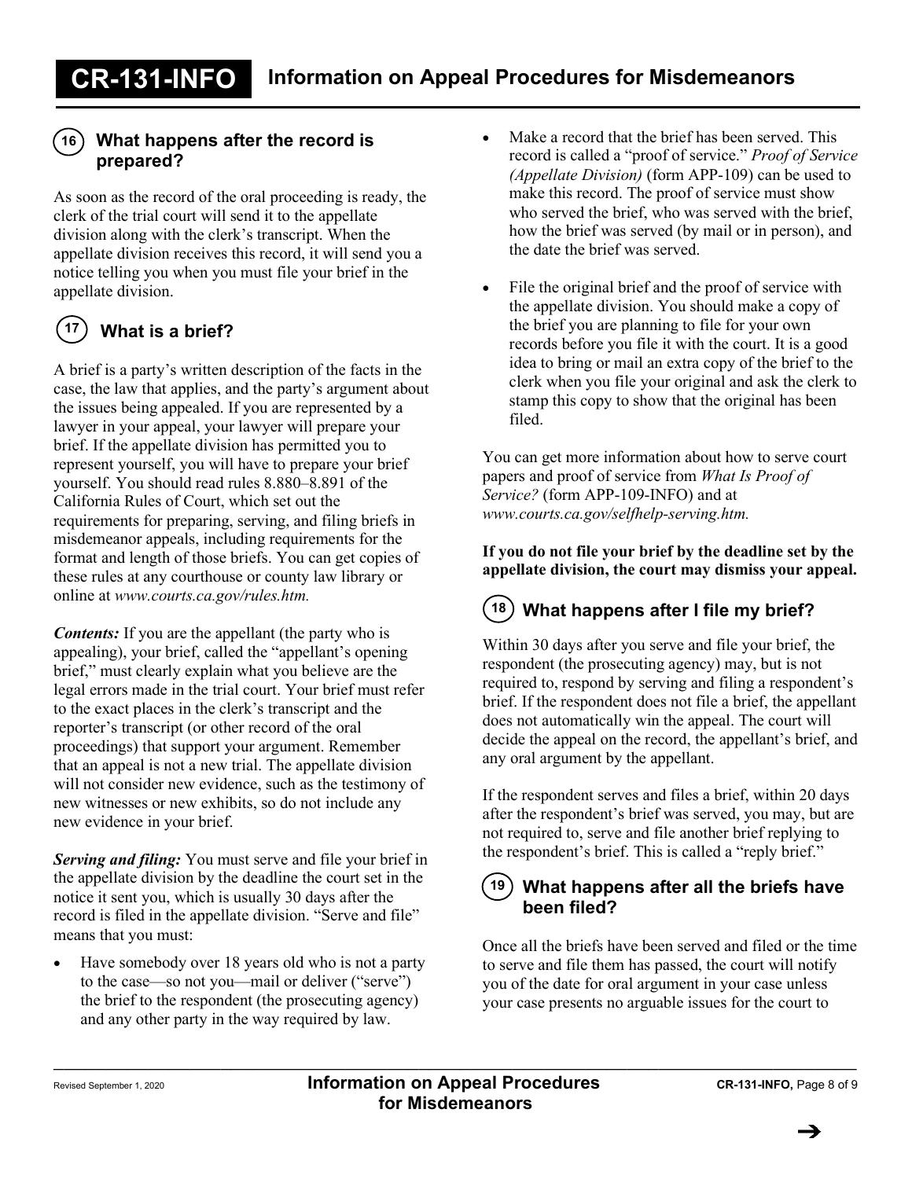## 16 What happens after the record is prepared?

As soon as the record of the oral proceeding is ready, the clerk of the trial court will send it to the appellate division along with the clerk's transcript. When the appellate division receives this record, it will send you a notice telling you when you must file your brief in the appellate division.

## 17 What is a brief?

A brief is a party's written description of the facts in the case, the law that applies, and the party's argument about the issues being appealed. If you are represented by a lawyer in your appeal, your lawyer will prepare your brief. If the appellate division has permitted you to represent yourself, you will have to prepare your brief yourself. You should read rules 8.880–8.891 of the California Rules of Court, which set out the requirements for preparing, serving, and filing briefs in misdemeanor appeals, including requirements for the format and length of those briefs. You can get copies of these rules at any courthouse or county law library or online at *www.courts.ca.gov/rules.htm.*

***Contents:*** If you are the appellant (the party who is appealing), your brief, called the "appellant's opening brief," must clearly explain what you believe are the legal errors made in the trial court. Your brief must refer to the exact places in the clerk's transcript and the reporter's transcript (or other record of the oral proceedings) that support your argument. Remember that an appeal is not a new trial. The appellate division will not consider new evidence, such as the testimony of new witnesses or new exhibits, so do not include any new evidence in your brief.

***Serving and filing:*** You must serve and file your brief in the appellate division by the deadline the court set in the notice it sent you, which is usually 30 days after the record is filed in the appellate division. "Serve and file" means that you must:

- Have somebody over 18 years old who is not a party to the case—so not you—mail or deliver ("serve") the brief to the respondent (the prosecuting agency) and any other party in the way required by law.
- Make a record that the brief has been served. This record is called a "proof of service." *Proof of Service (Appellate Division)* (form APP-109) can be used to make this record. The proof of service must show who served the brief, who was served with the brief, how the brief was served (by mail or in person), and the date the brief was served.
- File the original brief and the proof of service with the appellate division. You should make a copy of the brief you are planning to file for your own records before you file it with the court. It is a good idea to bring or mail an extra copy of the brief to the clerk when you file your original and ask the clerk to stamp this copy to show that the original has been filed.

You can get more information about how to serve court papers and proof of service from *What Is Proof of Service?* (form APP-109-INFO) and at *www.courts.ca.gov/selfhelp-serving.htm.*

**If you do not file your brief by the deadline set by the appellate division, the court may dismiss your appeal.**

## 18 What happens after I file my brief?

Within 30 days after you serve and file your brief, the respondent (the prosecuting agency) may, but is not required to, respond by serving and filing a respondent's brief. If the respondent does not file a brief, the appellant does not automatically win the appeal. The court will decide the appeal on the record, the appellant's brief, and any oral argument by the appellant.

If the respondent serves and files a brief, within 20 days after the respondent's brief was served, you may, but are not required to, serve and file another brief replying to the respondent's brief. This is called a "reply brief."

## 19 What happens after all the briefs have been filed?

Once all the briefs have been served and filed or the time to serve and file them has passed, the court will notify you of the date for oral argument in your case unless your case presents no arguable issues for the court to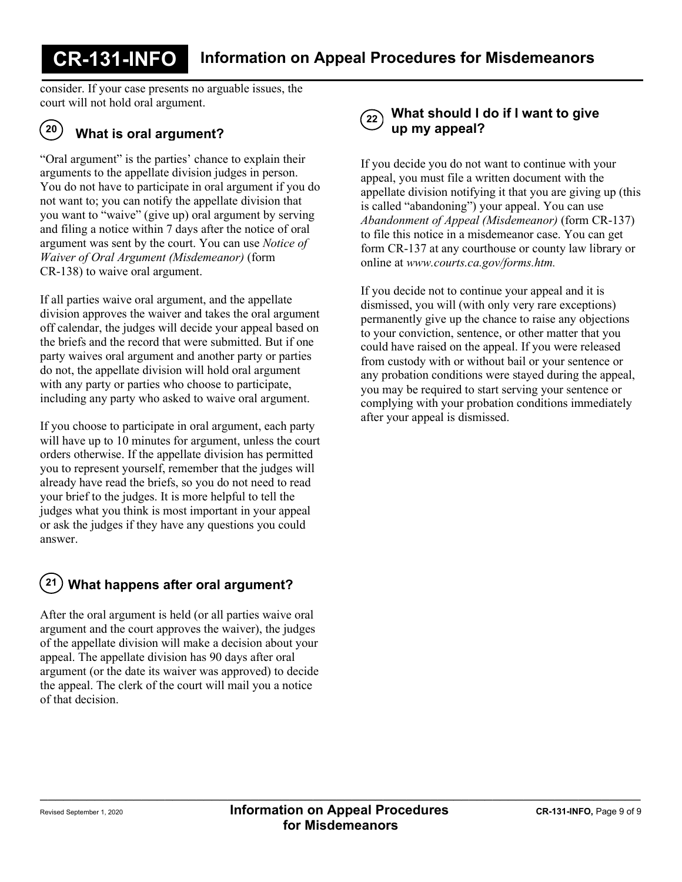consider. If your case presents no arguable issues, the court will not hold oral argument.

## 20 What is oral argument?

"Oral argument" is the parties' chance to explain their arguments to the appellate division judges in person. You do not have to participate in oral argument if you do not want to; you can notify the appellate division that you want to "waive" (give up) oral argument by serving and filing a notice within 7 days after the notice of oral argument was sent by the court. You can use *Notice of Waiver of Oral Argument (Misdemeanor)* (form CR-138) to waive oral argument.

If all parties waive oral argument, and the appellate division approves the waiver and takes the oral argument off calendar, the judges will decide your appeal based on the briefs and the record that were submitted. But if one party waives oral argument and another party or parties do not, the appellate division will hold oral argument with any party or parties who choose to participate, including any party who asked to waive oral argument.

If you choose to participate in oral argument, each party will have up to 10 minutes for argument, unless the court orders otherwise. If the appellate division has permitted you to represent yourself, remember that the judges will already have read the briefs, so you do not need to read your brief to the judges. It is more helpful to tell the judges what you think is most important in your appeal or ask the judges if they have any questions you could answer.

## 21 What happens after oral argument?

After the oral argument is held (or all parties waive oral argument and the court approves the waiver), the judges of the appellate division will make a decision about your appeal. The appellate division has 90 days after oral argument (or the date its waiver was approved) to decide the appeal. The clerk of the court will mail you a notice of that decision.

## 22 What should I do if I want to give up my appeal?

If you decide you do not want to continue with your appeal, you must file a written document with the appellate division notifying it that you are giving up (this is called "abandoning") your appeal. You can use *Abandonment of Appeal (Misdemeanor)* (form CR-137) to file this notice in a misdemeanor case. You can get form CR-137 at any courthouse or county law library or online at *www.courts.ca.gov/forms.htm.*

If you decide not to continue your appeal and it is dismissed, you will (with only very rare exceptions) permanently give up the chance to raise any objections to your conviction, sentence, or other matter that you could have raised on the appeal. If you were released from custody with or without bail or your sentence or any probation conditions were stayed during the appeal, you may be required to start serving your sentence or complying with your probation conditions immediately after your appeal is dismissed.